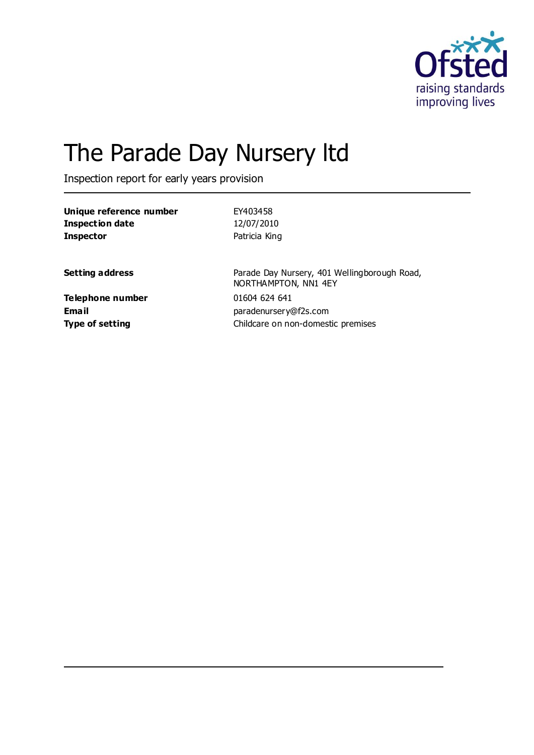# The Parade Day Nursery ltd

Inspection report for early years provision

| | |
|---|---|
| **Unique reference number** | EY403458 |
| **Inspection date** | 12/07/2010 |
| **Inspector** | Patricia King |

| | |
|---|---|
| **Setting address** | Parade Day Nursery, 401 Wellingborough Road, NORTHAMPTON, NN1 4EY |
| **Telephone number** | 01604 624 641 |
| **Email** | paradenursery@f2s.com |
| **Type of setting** | Childcare on non-domestic premises |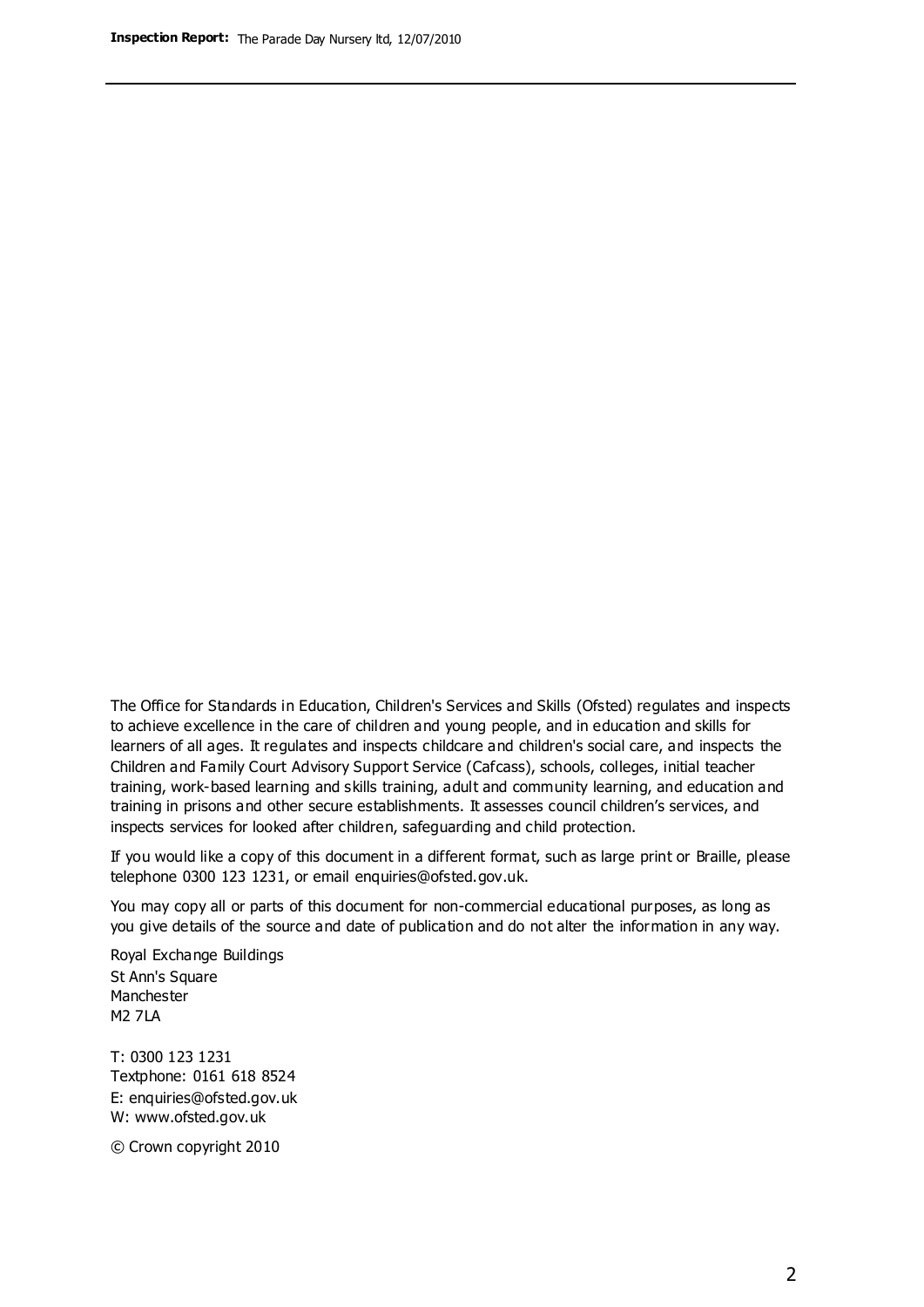The Office for Standards in Education, Children's Services and Skills (Ofsted) regulates and inspects to achieve excellence in the care of children and young people, and in education and skills for learners of all ages. It regulates and inspects childcare and children's social care, and inspects the Children and Family Court Advisory Support Service (Cafcass), schools, colleges, initial teacher training, work-based learning and skills training, adult and community learning, and education and training in prisons and other secure establishments. It assesses council children's services, and inspects services for looked after children, safeguarding and child protection.

If you would like a copy of this document in a different format, such as large print or Braille, please telephone 0300 123 1231, or email enquiries@ofsted.gov.uk.

You may copy all or parts of this document for non-commercial educational purposes, as long as you give details of the source and date of publication and do not alter the information in any way.

Royal Exchange Buildings
St Ann's Square
Manchester
M2 7LA

T: 0300 123 1231
Textphone: 0161 618 8524
E: enquiries@ofsted.gov.uk
W: www.ofsted.gov.uk

© Crown copyright 2010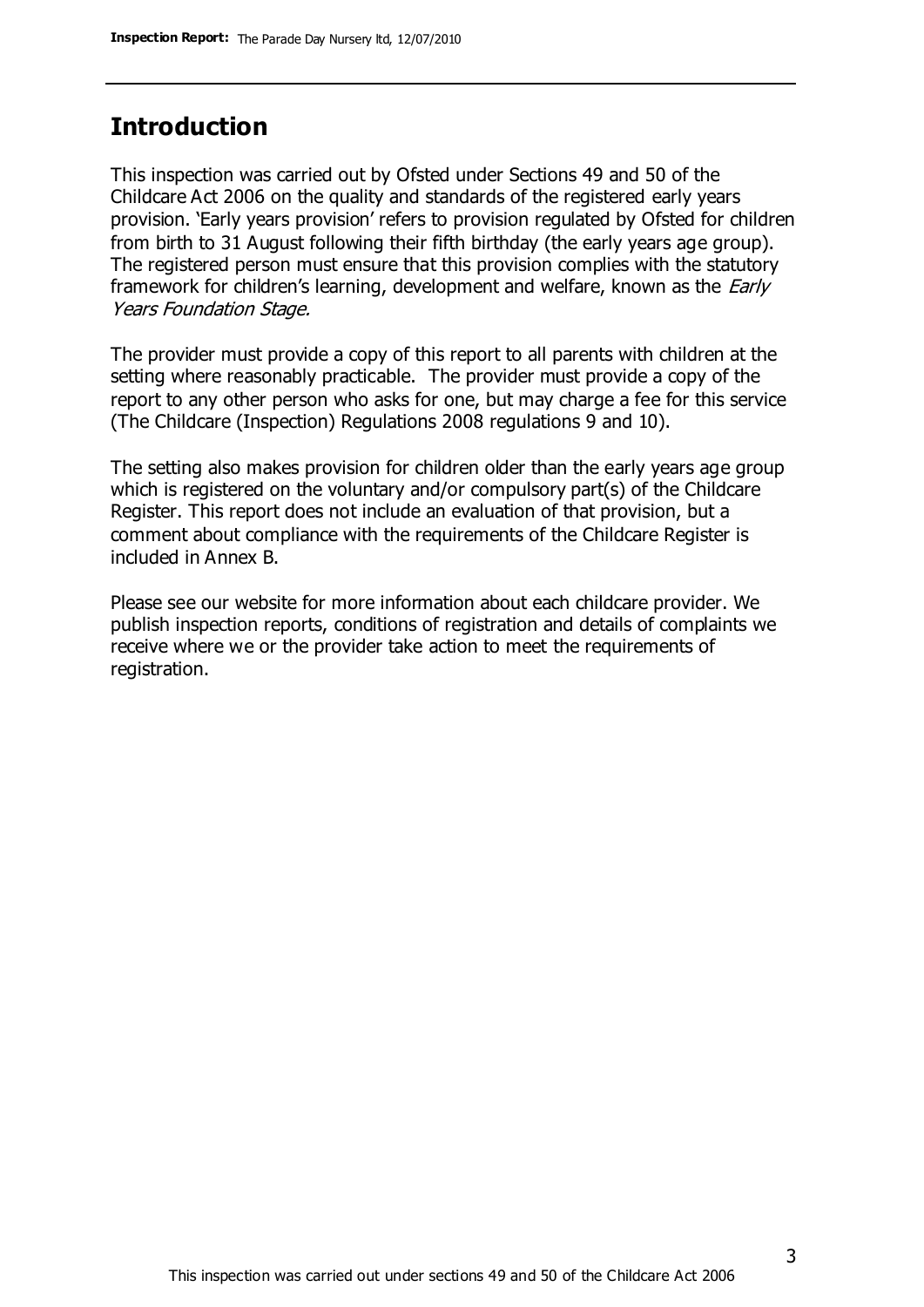## Introduction

This inspection was carried out by Ofsted under Sections 49 and 50 of the Childcare Act 2006 on the quality and standards of the registered early years provision. 'Early years provision' refers to provision regulated by Ofsted for children from birth to 31 August following their fifth birthday (the early years age group). The registered person must ensure that this provision complies with the statutory framework for children's learning, development and welfare, known as the *Early Years Foundation Stage.*

The provider must provide a copy of this report to all parents with children at the setting where reasonably practicable. The provider must provide a copy of the report to any other person who asks for one, but may charge a fee for this service (The Childcare (Inspection) Regulations 2008 regulations 9 and 10).

The setting also makes provision for children older than the early years age group which is registered on the voluntary and/or compulsory part(s) of the Childcare Register. This report does not include an evaluation of that provision, but a comment about compliance with the requirements of the Childcare Register is included in Annex B.

Please see our website for more information about each childcare provider. We publish inspection reports, conditions of registration and details of complaints we receive where we or the provider take action to meet the requirements of registration.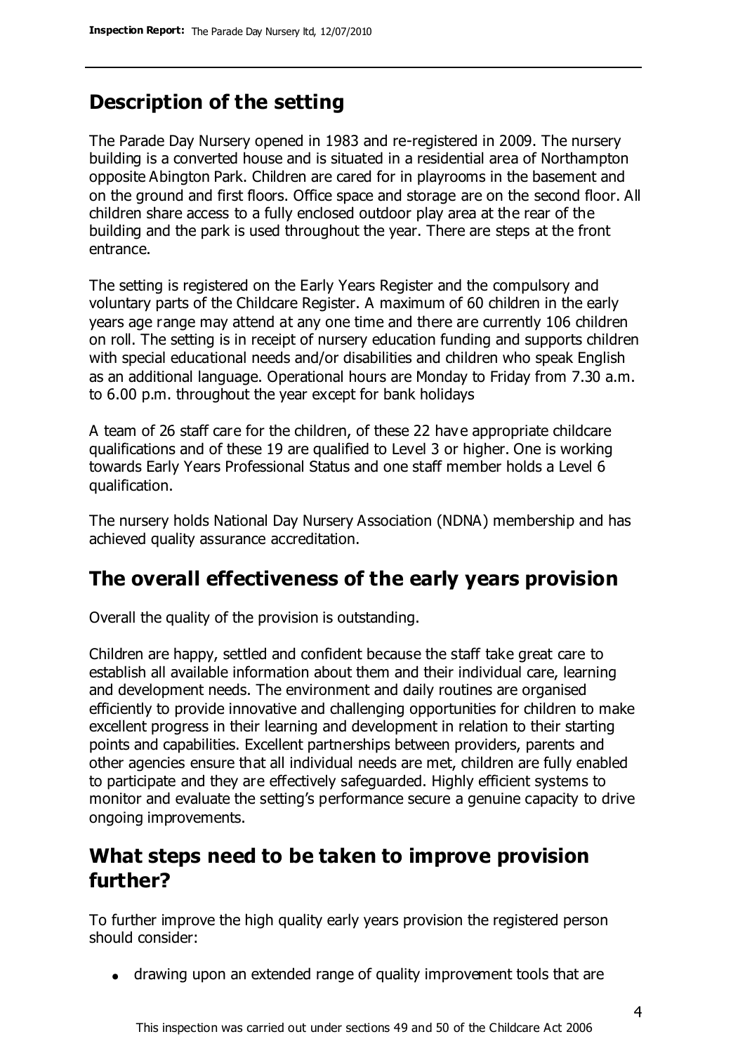## Description of the setting

The Parade Day Nursery opened in 1983 and re-registered in 2009. The nursery building is a converted house and is situated in a residential area of Northampton opposite Abington Park. Children are cared for in playrooms in the basement and on the ground and first floors. Office space and storage are on the second floor. All children share access to a fully enclosed outdoor play area at the rear of the building and the park is used throughout the year. There are steps at the front entrance.

The setting is registered on the Early Years Register and the compulsory and voluntary parts of the Childcare Register. A maximum of 60 children in the early years age range may attend at any one time and there are currently 106 children on roll. The setting is in receipt of nursery education funding and supports children with special educational needs and/or disabilities and children who speak English as an additional language. Operational hours are Monday to Friday from 7.30 a.m. to 6.00 p.m. throughout the year except for bank holidays

A team of 26 staff care for the children, of these 22 have appropriate childcare qualifications and of these 19 are qualified to Level 3 or higher. One is working towards Early Years Professional Status and one staff member holds a Level 6 qualification.

The nursery holds National Day Nursery Association (NDNA) membership and has achieved quality assurance accreditation.

## The overall effectiveness of the early years provision

Overall the quality of the provision is outstanding.

Children are happy, settled and confident because the staff take great care to establish all available information about them and their individual care, learning and development needs. The environment and daily routines are organised efficiently to provide innovative and challenging opportunities for children to make excellent progress in their learning and development in relation to their starting points and capabilities. Excellent partnerships between providers, parents and other agencies ensure that all individual needs are met, children are fully enabled to participate and they are effectively safeguarded. Highly efficient systems to monitor and evaluate the setting's performance secure a genuine capacity to drive ongoing improvements.

## What steps need to be taken to improve provision further?

To further improve the high quality early years provision the registered person should consider:

- drawing upon an extended range of quality improvement tools that are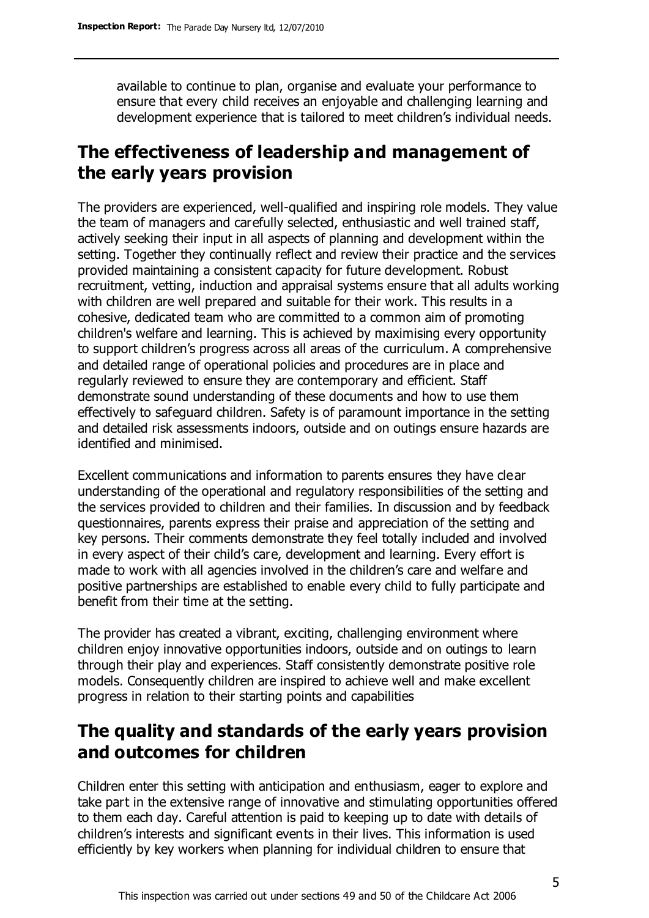available to continue to plan, organise and evaluate your performance to ensure that every child receives an enjoyable and challenging learning and development experience that is tailored to meet children's individual needs.

## The effectiveness of leadership and management of the early years provision

The providers are experienced, well-qualified and inspiring role models. They value the team of managers and carefully selected, enthusiastic and well trained staff, actively seeking their input in all aspects of planning and development within the setting. Together they continually reflect and review their practice and the services provided maintaining a consistent capacity for future development. Robust recruitment, vetting, induction and appraisal systems ensure that all adults working with children are well prepared and suitable for their work. This results in a cohesive, dedicated team who are committed to a common aim of promoting children's welfare and learning. This is achieved by maximising every opportunity to support children's progress across all areas of the curriculum. A comprehensive and detailed range of operational policies and procedures are in place and regularly reviewed to ensure they are contemporary and efficient. Staff demonstrate sound understanding of these documents and how to use them effectively to safeguard children. Safety is of paramount importance in the setting and detailed risk assessments indoors, outside and on outings ensure hazards are identified and minimised.

Excellent communications and information to parents ensures they have clear understanding of the operational and regulatory responsibilities of the setting and the services provided to children and their families. In discussion and by feedback questionnaires, parents express their praise and appreciation of the setting and key persons. Their comments demonstrate they feel totally included and involved in every aspect of their child's care, development and learning. Every effort is made to work with all agencies involved in the children's care and welfare and positive partnerships are established to enable every child to fully participate and benefit from their time at the setting.

The provider has created a vibrant, exciting, challenging environment where children enjoy innovative opportunities indoors, outside and on outings to learn through their play and experiences. Staff consistently demonstrate positive role models. Consequently children are inspired to achieve well and make excellent progress in relation to their starting points and capabilities

## The quality and standards of the early years provision and outcomes for children

Children enter this setting with anticipation and enthusiasm, eager to explore and take part in the extensive range of innovative and stimulating opportunities offered to them each day. Careful attention is paid to keeping up to date with details of children's interests and significant events in their lives. This information is used efficiently by key workers when planning for individual children to ensure that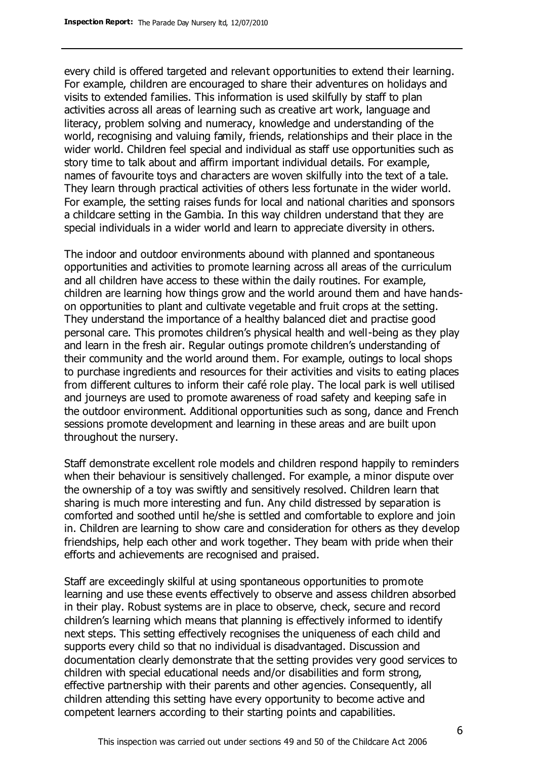every child is offered targeted and relevant opportunities to extend their learning. For example, children are encouraged to share their adventures on holidays and visits to extended families. This information is used skilfully by staff to plan activities across all areas of learning such as creative art work, language and literacy, problem solving and numeracy, knowledge and understanding of the world, recognising and valuing family, friends, relationships and their place in the wider world. Children feel special and individual as staff use opportunities such as story time to talk about and affirm important individual details. For example, names of favourite toys and characters are woven skilfully into the text of a tale. They learn through practical activities of others less fortunate in the wider world. For example, the setting raises funds for local and national charities and sponsors a childcare setting in the Gambia. In this way children understand that they are special individuals in a wider world and learn to appreciate diversity in others.

The indoor and outdoor environments abound with planned and spontaneous opportunities and activities to promote learning across all areas of the curriculum and all children have access to these within the daily routines. For example, children are learning how things grow and the world around them and have hands-on opportunities to plant and cultivate vegetable and fruit crops at the setting. They understand the importance of a healthy balanced diet and practise good personal care. This promotes children's physical health and well-being as they play and learn in the fresh air. Regular outings promote children's understanding of their community and the world around them. For example, outings to local shops to purchase ingredients and resources for their activities and visits to eating places from different cultures to inform their café role play. The local park is well utilised and journeys are used to promote awareness of road safety and keeping safe in the outdoor environment. Additional opportunities such as song, dance and French sessions promote development and learning in these areas and are built upon throughout the nursery.

Staff demonstrate excellent role models and children respond happily to reminders when their behaviour is sensitively challenged. For example, a minor dispute over the ownership of a toy was swiftly and sensitively resolved. Children learn that sharing is much more interesting and fun. Any child distressed by separation is comforted and soothed until he/she is settled and comfortable to explore and join in. Children are learning to show care and consideration for others as they develop friendships, help each other and work together. They beam with pride when their efforts and achievements are recognised and praised.

Staff are exceedingly skilful at using spontaneous opportunities to promote learning and use these events effectively to observe and assess children absorbed in their play. Robust systems are in place to observe, check, secure and record children's learning which means that planning is effectively informed to identify next steps. This setting effectively recognises the uniqueness of each child and supports every child so that no individual is disadvantaged. Discussion and documentation clearly demonstrate that the setting provides very good services to children with special educational needs and/or disabilities and form strong, effective partnership with their parents and other agencies. Consequently, all children attending this setting have every opportunity to become active and competent learners according to their starting points and capabilities.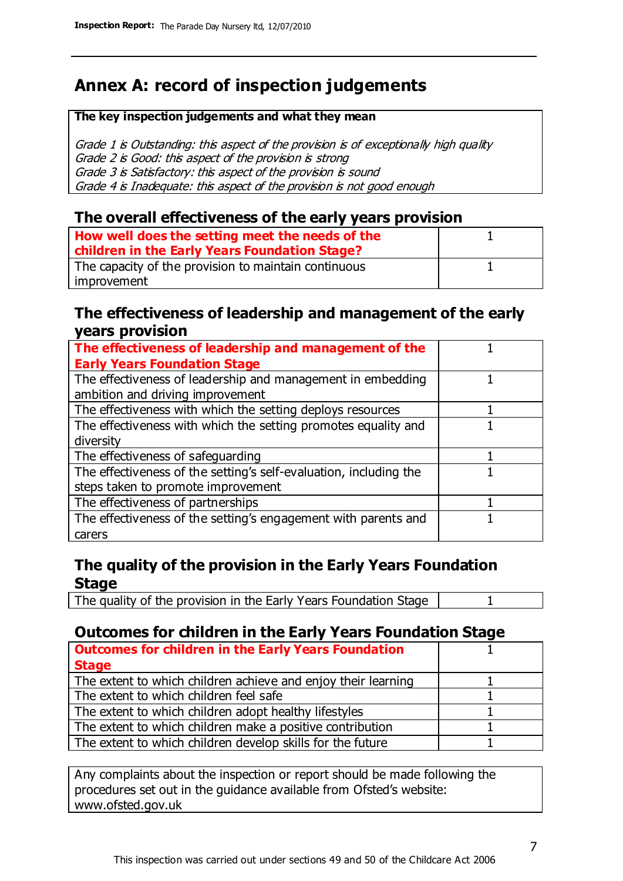# Annex A: record of inspection judgements

**The key inspection judgements and what they mean**

*Grade 1 is Outstanding: this aspect of the provision is of exceptionally high quality*
*Grade 2 is Good: this aspect of the provision is strong*
*Grade 3 is Satisfactory: this aspect of the provision is sound*
*Grade 4 is Inadequate: this aspect of the provision is not good enough*

## The overall effectiveness of the early years provision

| | |
|---|---|
| **How well does the setting meet the needs of the children in the Early Years Foundation Stage?** | 1 |
| The capacity of the provision to maintain continuous improvement | 1 |

## The effectiveness of leadership and management of the early years provision

| | |
|---|---|
| **The effectiveness of leadership and management of the Early Years Foundation Stage** | 1 |
| The effectiveness of leadership and management in embedding ambition and driving improvement | 1 |
| The effectiveness with which the setting deploys resources | 1 |
| The effectiveness with which the setting promotes equality and diversity | 1 |
| The effectiveness of safeguarding | 1 |
| The effectiveness of the setting's self-evaluation, including the steps taken to promote improvement | 1 |
| The effectiveness of partnerships | 1 |
| The effectiveness of the setting's engagement with parents and carers | 1 |

## The quality of the provision in the Early Years Foundation Stage

| | |
|---|---|
| The quality of the provision in the Early Years Foundation Stage | 1 |

## Outcomes for children in the Early Years Foundation Stage

| | |
|---|---|
| **Outcomes for children in the Early Years Foundation Stage** | 1 |
| The extent to which children achieve and enjoy their learning | 1 |
| The extent to which children feel safe | 1 |
| The extent to which children adopt healthy lifestyles | 1 |
| The extent to which children make a positive contribution | 1 |
| The extent to which children develop skills for the future | 1 |

Any complaints about the inspection or report should be made following the procedures set out in the guidance available from Ofsted's website: www.ofsted.gov.uk

This inspection was carried out under sections 49 and 50 of the Childcare Act 2006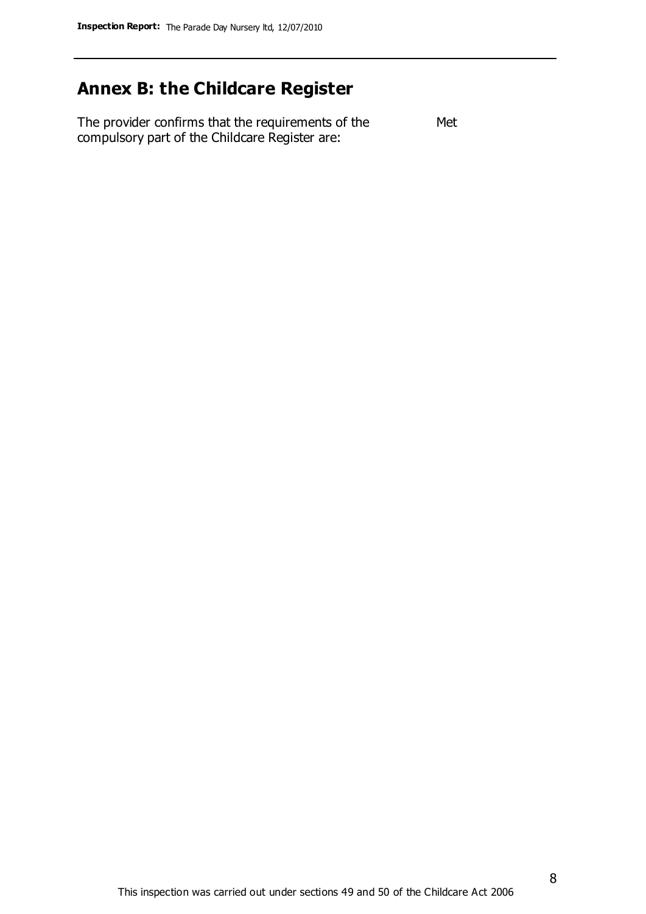## Annex B: the Childcare Register

| | |
|---|---|
| The provider confirms that the requirements of the compulsory part of the Childcare Register are: | Met |

This inspection was carried out under sections 49 and 50 of the Childcare Act 2006